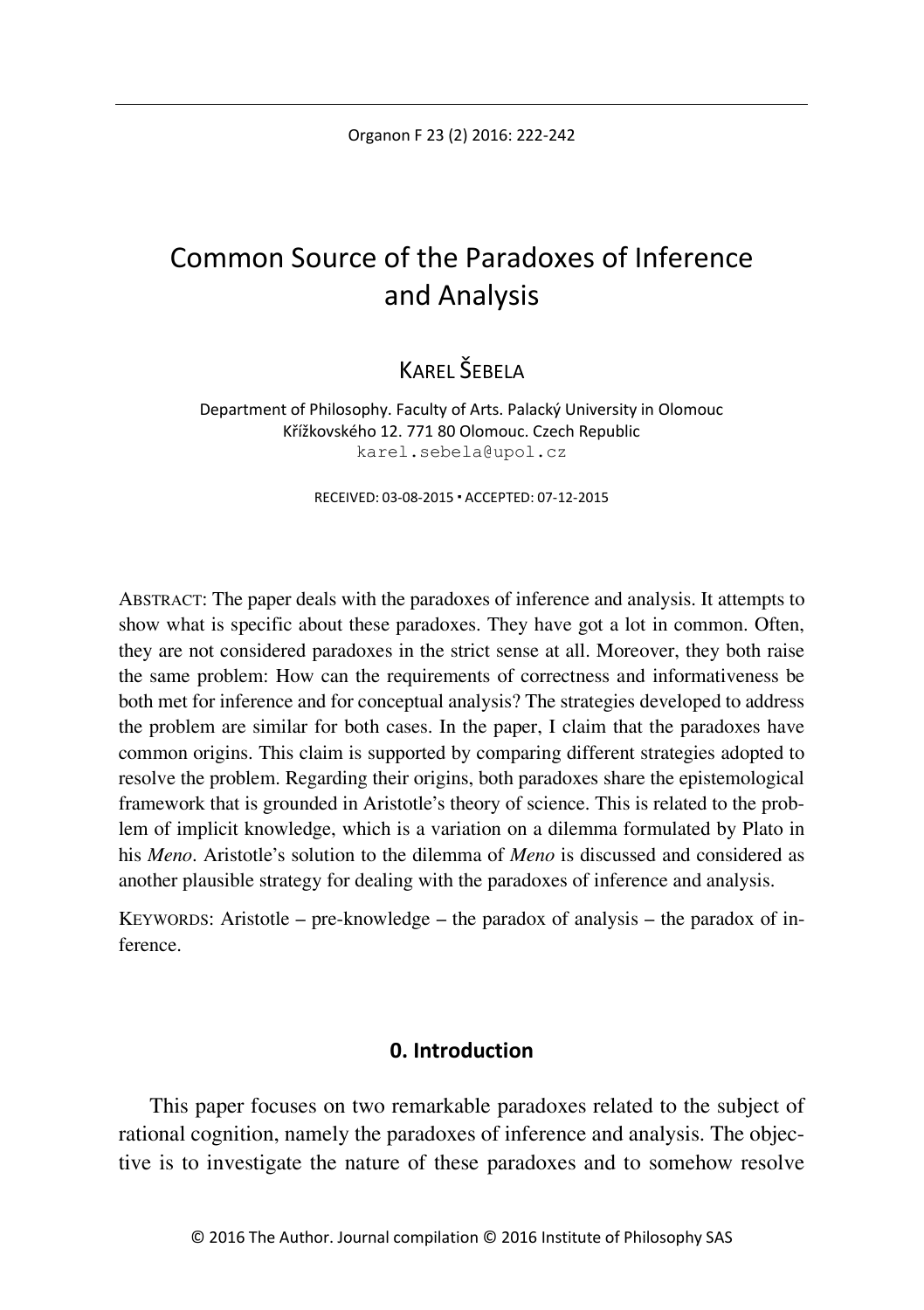# Common Source of the Paradoxes of Inference and Analysis

KAREL ŠEBELA

Department of Philosophy. Faculty of Arts. Palacký University in Olomouc
Křížkovského 12. 771 80 Olomouc. Czech Republic
karel.sebela@upol.cz

RECEIVED: 03-08-2015 ▪ ACCEPTED: 07-12-2015

ABSTRACT: The paper deals with the paradoxes of inference and analysis. It attempts to show what is specific about these paradoxes. They have got a lot in common. Often, they are not considered paradoxes in the strict sense at all. Moreover, they both raise the same problem: How can the requirements of correctness and informativeness be both met for inference and for conceptual analysis? The strategies developed to address the problem are similar for both cases. In the paper, I claim that the paradoxes have common origins. This claim is supported by comparing different strategies adopted to resolve the problem. Regarding their origins, both paradoxes share the epistemological framework that is grounded in Aristotle's theory of science. This is related to the problem of implicit knowledge, which is a variation on a dilemma formulated by Plato in his *Meno*. Aristotle's solution to the dilemma of *Meno* is discussed and considered as another plausible strategy for dealing with the paradoxes of inference and analysis.

KEYWORDS: Aristotle – pre-knowledge – the paradox of analysis – the paradox of inference.

## 0. Introduction

This paper focuses on two remarkable paradoxes related to the subject of rational cognition, namely the paradoxes of inference and analysis. The objective is to investigate the nature of these paradoxes and to somehow resolve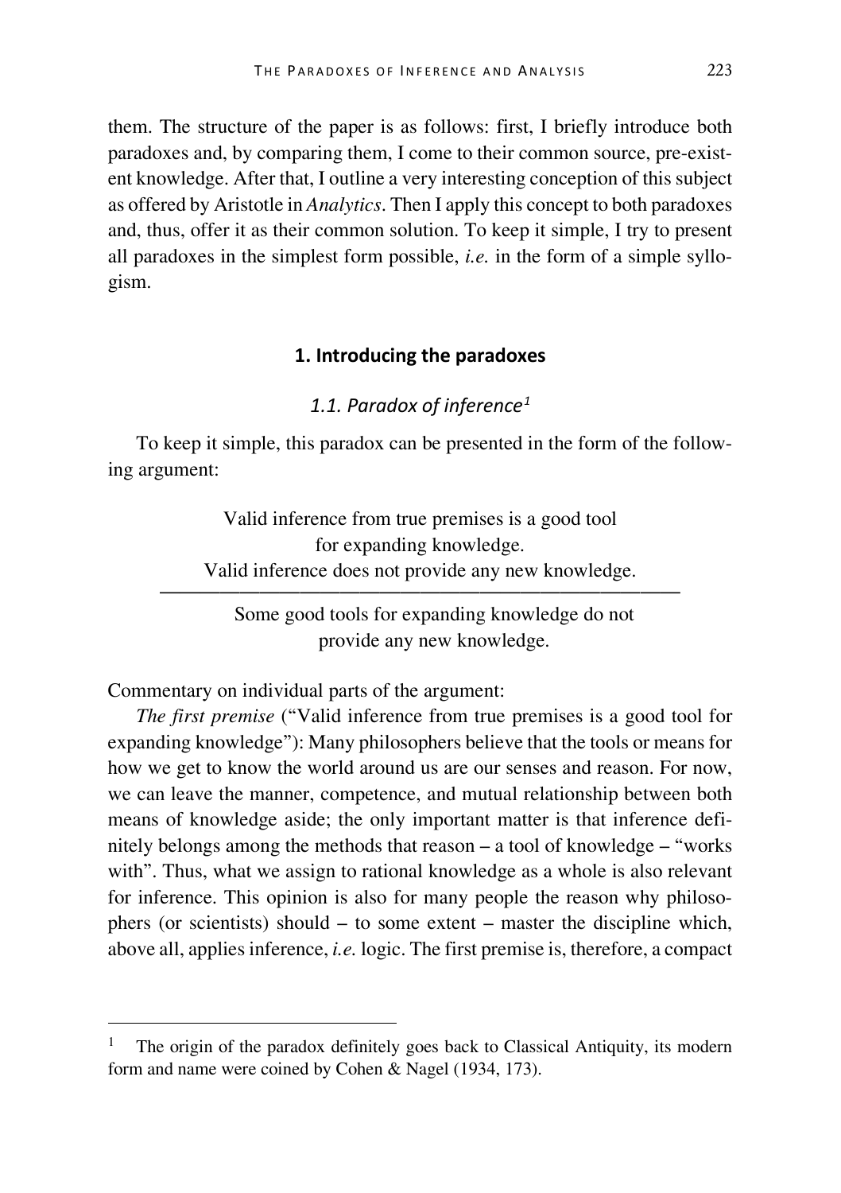them. The structure of the paper is as follows: first, I briefly introduce both paradoxes and, by comparing them, I come to their common source, pre-existent knowledge. After that, I outline a very interesting conception of this subject as offered by Aristotle in *Analytics*. Then I apply this concept to both paradoxes and, thus, offer it as their common solution. To keep it simple, I try to present all paradoxes in the simplest form possible, *i.e.* in the form of a simple syllogism.

## 1. Introducing the paradoxes

### *1.1. Paradox of inference*[1]

To keep it simple, this paradox can be presented in the form of the following argument:

> Valid inference from true premises is a good tool for expanding knowledge.
> Valid inference does not provide any new knowledge.
> ―――――――――――――――――――――――――――――――――
> Some good tools for expanding knowledge do not provide any new knowledge.

Commentary on individual parts of the argument:

*The first premise* ("Valid inference from true premises is a good tool for expanding knowledge"): Many philosophers believe that the tools or means for how we get to know the world around us are our senses and reason. For now, we can leave the manner, competence, and mutual relationship between both means of knowledge aside; the only important matter is that inference definitely belongs among the methods that reason – a tool of knowledge – "works with". Thus, what we assign to rational knowledge as a whole is also relevant for inference. This opinion is also for many people the reason why philosophers (or scientists) should – to some extent – master the discipline which, above all, applies inference, *i.e.* logic. The first premise is, therefore, a compact

---

[1] The origin of the paradox definitely goes back to Classical Antiquity, its modern form and name were coined by Cohen & Nagel (1934, 173).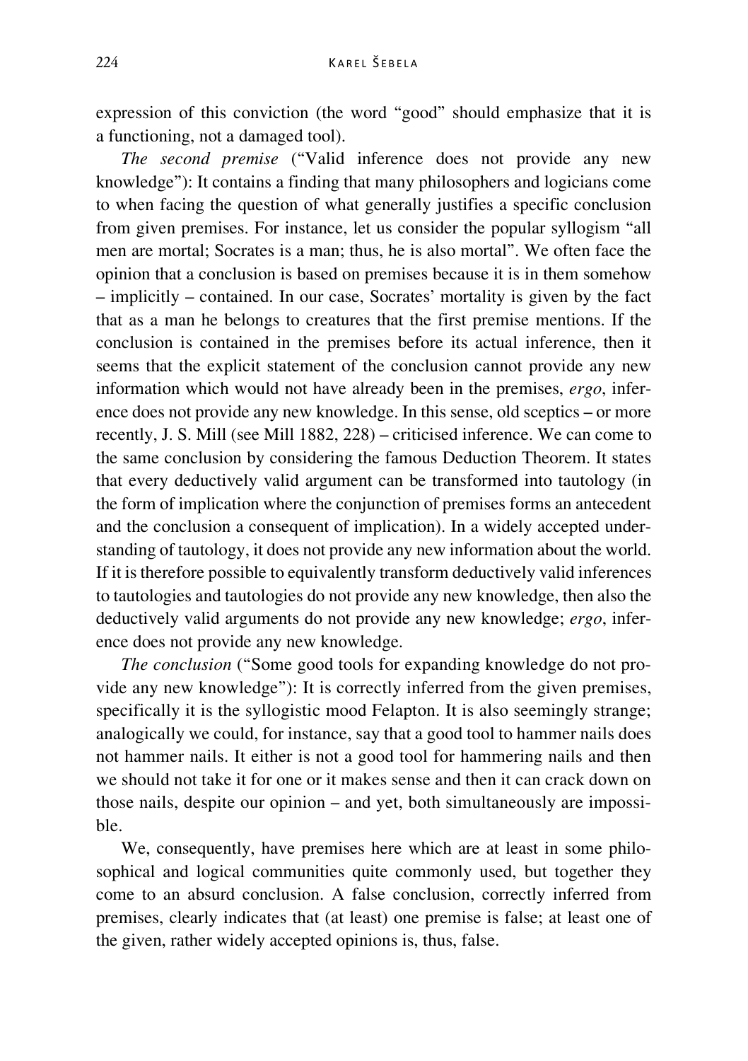expression of this conviction (the word "good" should emphasize that it is a functioning, not a damaged tool).

*The second premise* ("Valid inference does not provide any new knowledge"): It contains a finding that many philosophers and logicians come to when facing the question of what generally justifies a specific conclusion from given premises. For instance, let us consider the popular syllogism "all men are mortal; Socrates is a man; thus, he is also mortal". We often face the opinion that a conclusion is based on premises because it is in them somehow – implicitly – contained. In our case, Socrates' mortality is given by the fact that as a man he belongs to creatures that the first premise mentions. If the conclusion is contained in the premises before its actual inference, then it seems that the explicit statement of the conclusion cannot provide any new information which would not have already been in the premises, *ergo*, inference does not provide any new knowledge. In this sense, old sceptics – or more recently, J. S. Mill (see Mill 1882, 228) – criticised inference. We can come to the same conclusion by considering the famous Deduction Theorem. It states that every deductively valid argument can be transformed into tautology (in the form of implication where the conjunction of premises forms an antecedent and the conclusion a consequent of implication). In a widely accepted understanding of tautology, it does not provide any new information about the world. If it is therefore possible to equivalently transform deductively valid inferences to tautologies and tautologies do not provide any new knowledge, then also the deductively valid arguments do not provide any new knowledge; *ergo*, inference does not provide any new knowledge.

*The conclusion* ("Some good tools for expanding knowledge do not provide any new knowledge"): It is correctly inferred from the given premises, specifically it is the syllogistic mood Felapton. It is also seemingly strange; analogically we could, for instance, say that a good tool to hammer nails does not hammer nails. It either is not a good tool for hammering nails and then we should not take it for one or it makes sense and then it can crack down on those nails, despite our opinion – and yet, both simultaneously are impossible.

We, consequently, have premises here which are at least in some philosophical and logical communities quite commonly used, but together they come to an absurd conclusion. A false conclusion, correctly inferred from premises, clearly indicates that (at least) one premise is false; at least one of the given, rather widely accepted opinions is, thus, false.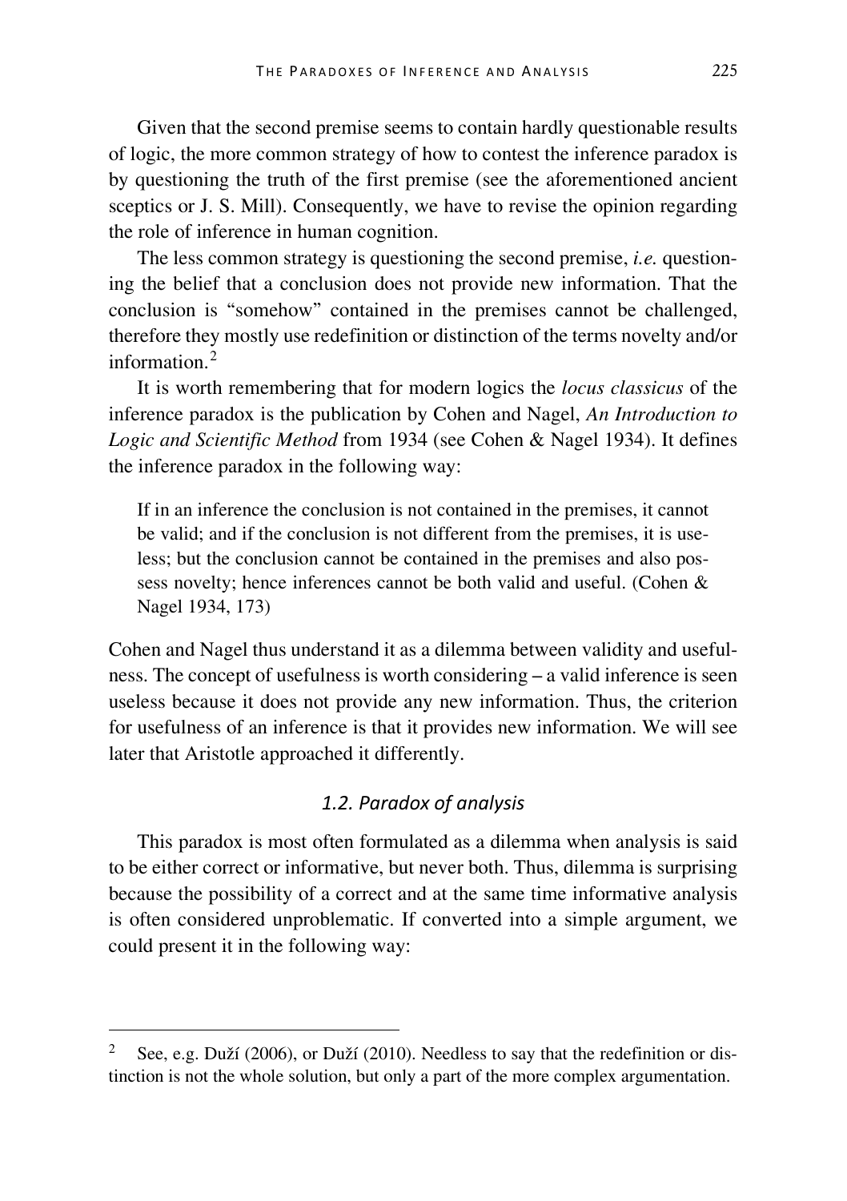Given that the second premise seems to contain hardly questionable results of logic, the more common strategy of how to contest the inference paradox is by questioning the truth of the first premise (see the aforementioned ancient sceptics or J. S. Mill). Consequently, we have to revise the opinion regarding the role of inference in human cognition.

The less common strategy is questioning the second premise, *i.e.* questioning the belief that a conclusion does not provide new information. That the conclusion is "somehow" contained in the premises cannot be challenged, therefore they mostly use redefinition or distinction of the terms novelty and/or information.[2]

It is worth remembering that for modern logics the *locus classicus* of the inference paradox is the publication by Cohen and Nagel, *An Introduction to Logic and Scientific Method* from 1934 (see Cohen & Nagel 1934). It defines the inference paradox in the following way:

> If in an inference the conclusion is not contained in the premises, it cannot be valid; and if the conclusion is not different from the premises, it is useless; but the conclusion cannot be contained in the premises and also possess novelty; hence inferences cannot be both valid and useful. (Cohen & Nagel 1934, 173)

Cohen and Nagel thus understand it as a dilemma between validity and usefulness. The concept of usefulness is worth considering – a valid inference is seen useless because it does not provide any new information. Thus, the criterion for usefulness of an inference is that it provides new information. We will see later that Aristotle approached it differently.

### *1.2. Paradox of analysis*

This paradox is most often formulated as a dilemma when analysis is said to be either correct or informative, but never both. Thus, dilemma is surprising because the possibility of a correct and at the same time informative analysis is often considered unproblematic. If converted into a simple argument, we could present it in the following way:

---

[2] See, e.g. Duží (2006), or Duží (2010). Needless to say that the redefinition or distinction is not the whole solution, but only a part of the more complex argumentation.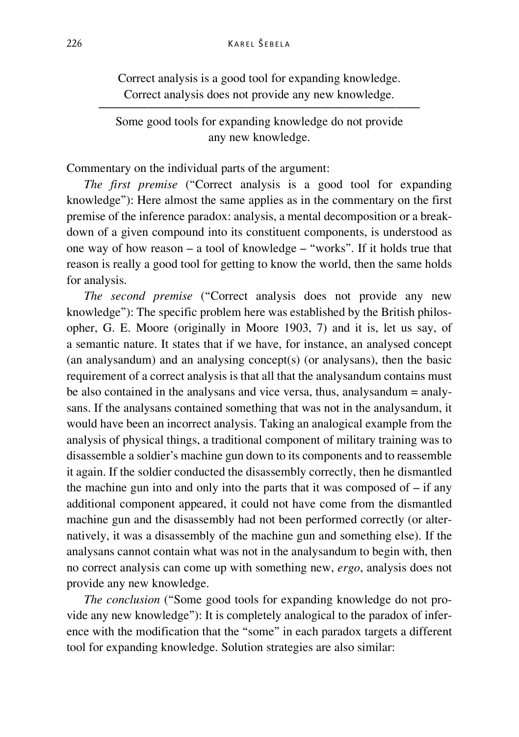Correct analysis is a good tool for expanding knowledge.
Correct analysis does not provide any new knowledge.

---

Some good tools for expanding knowledge do not provide any new knowledge.

Commentary on the individual parts of the argument:

*The first premise* ("Correct analysis is a good tool for expanding knowledge"): Here almost the same applies as in the commentary on the first premise of the inference paradox: analysis, a mental decomposition or a breakdown of a given compound into its constituent components, is understood as one way of how reason – a tool of knowledge – "works". If it holds true that reason is really a good tool for getting to know the world, then the same holds for analysis.

*The second premise* ("Correct analysis does not provide any new knowledge"): The specific problem here was established by the British philosopher, G. E. Moore (originally in Moore 1903, 7) and it is, let us say, of a semantic nature. It states that if we have, for instance, an analysed concept (an analysandum) and an analysing concept(s) (or analysans), then the basic requirement of a correct analysis is that all that the analysandum contains must be also contained in the analysans and vice versa, thus, analysandum = analysans. If the analysans contained something that was not in the analysandum, it would have been an incorrect analysis. Taking an analogical example from the analysis of physical things, a traditional component of military training was to disassemble a soldier's machine gun down to its components and to reassemble it again. If the soldier conducted the disassembly correctly, then he dismantled the machine gun into and only into the parts that it was composed of – if any additional component appeared, it could not have come from the dismantled machine gun and the disassembly had not been performed correctly (or alternatively, it was a disassembly of the machine gun and something else). If the analysans cannot contain what was not in the analysandum to begin with, then no correct analysis can come up with something new, *ergo*, analysis does not provide any new knowledge.

*The conclusion* ("Some good tools for expanding knowledge do not provide any new knowledge"): It is completely analogical to the paradox of inference with the modification that the "some" in each paradox targets a different tool for expanding knowledge. Solution strategies are also similar: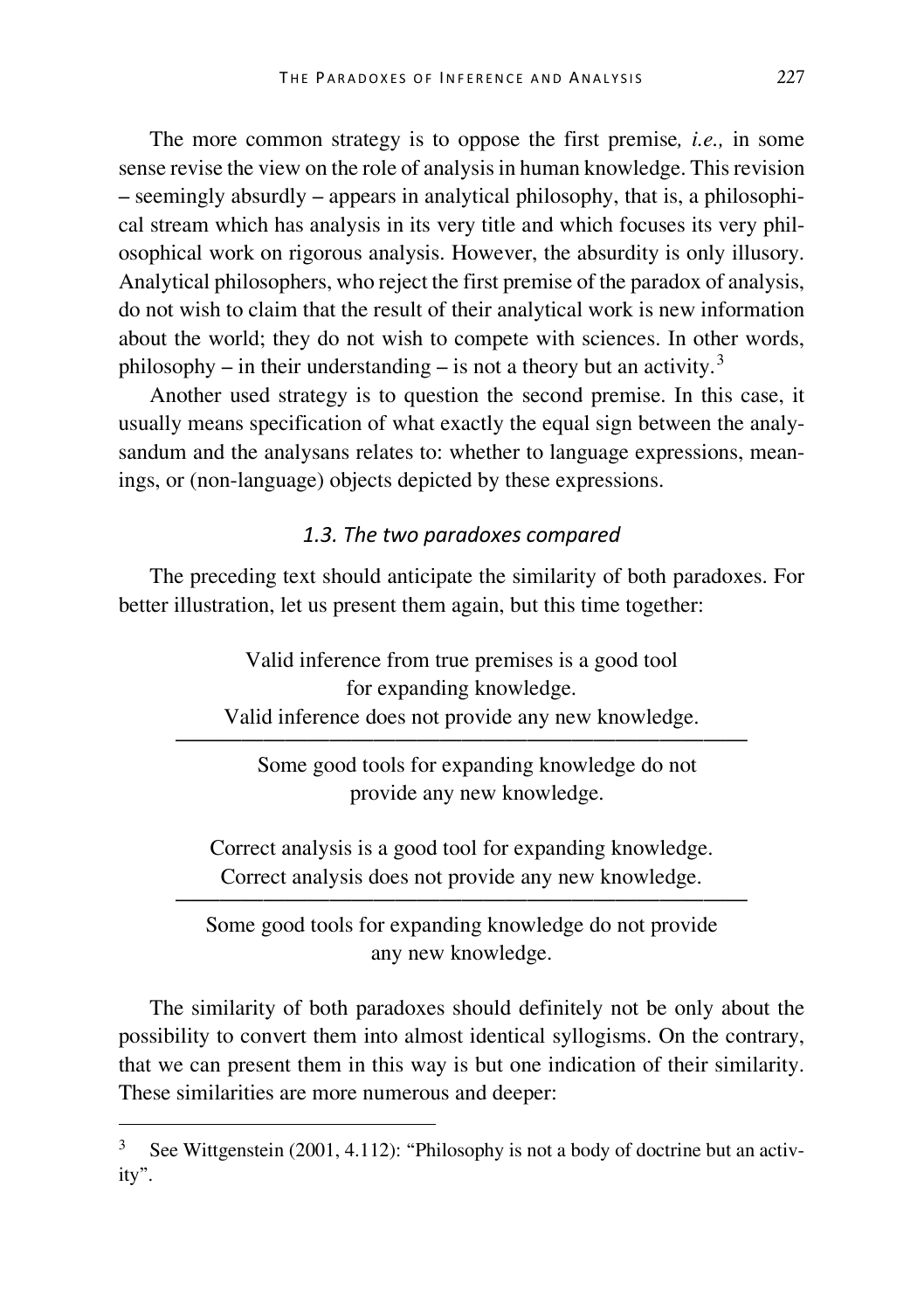The more common strategy is to oppose the first premise*, i.e.,* in some sense revise the view on the role of analysis in human knowledge. This revision – seemingly absurdly – appears in analytical philosophy, that is, a philosophical stream which has analysis in its very title and which focuses its very philosophical work on rigorous analysis. However, the absurdity is only illusory. Analytical philosophers, who reject the first premise of the paradox of analysis, do not wish to claim that the result of their analytical work is new information about the world; they do not wish to compete with sciences. In other words, philosophy – in their understanding – is not a theory but an activity.[3]

Another used strategy is to question the second premise. In this case, it usually means specification of what exactly the equal sign between the analysandum and the analysans relates to: whether to language expressions, meanings, or (non-language) objects depicted by these expressions.

### *1.3. The two paradoxes compared*

The preceding text should anticipate the similarity of both paradoxes. For better illustration, let us present them again, but this time together:

> Valid inference from true premises is a good tool for expanding knowledge.
> Valid inference does not provide any new knowledge.
> ———————————————————————
> Some good tools for expanding knowledge do not provide any new knowledge.

> Correct analysis is a good tool for expanding knowledge.
> Correct analysis does not provide any new knowledge.
> ———————————————————————
> Some good tools for expanding knowledge do not provide any new knowledge.

The similarity of both paradoxes should definitely not be only about the possibility to convert them into almost identical syllogisms. On the contrary, that we can present them in this way is but one indication of their similarity. These similarities are more numerous and deeper:

---

[3] See Wittgenstein (2001, 4.112): "Philosophy is not a body of doctrine but an activity".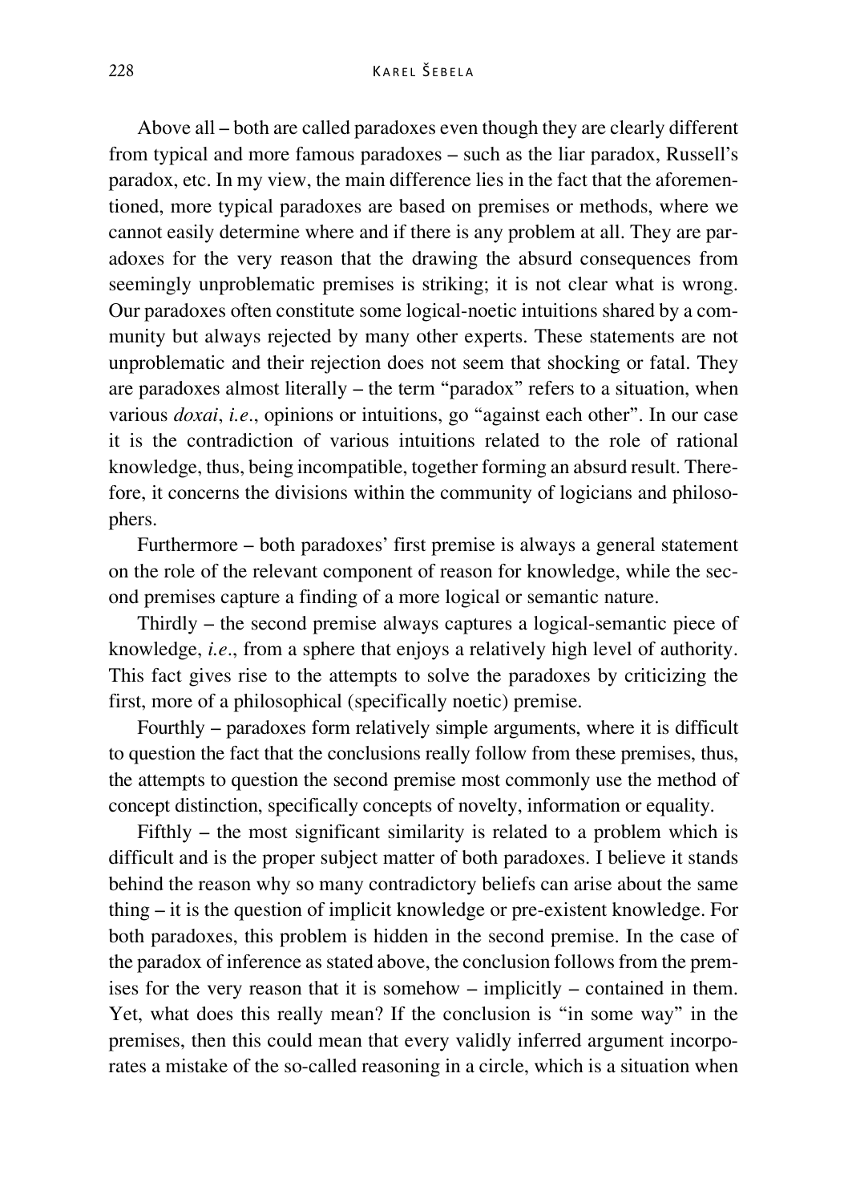Above all – both are called paradoxes even though they are clearly different from typical and more famous paradoxes – such as the liar paradox, Russell's paradox, etc. In my view, the main difference lies in the fact that the aforementioned, more typical paradoxes are based on premises or methods, where we cannot easily determine where and if there is any problem at all. They are paradoxes for the very reason that the drawing the absurd consequences from seemingly unproblematic premises is striking; it is not clear what is wrong. Our paradoxes often constitute some logical-noetic intuitions shared by a community but always rejected by many other experts. These statements are not unproblematic and their rejection does not seem that shocking or fatal. They are paradoxes almost literally – the term "paradox" refers to a situation, when various *doxai*, *i.e*., opinions or intuitions, go "against each other". In our case it is the contradiction of various intuitions related to the role of rational knowledge, thus, being incompatible, together forming an absurd result. Therefore, it concerns the divisions within the community of logicians and philosophers.

Furthermore – both paradoxes' first premise is always a general statement on the role of the relevant component of reason for knowledge, while the second premises capture a finding of a more logical or semantic nature.

Thirdly – the second premise always captures a logical-semantic piece of knowledge, *i.e*., from a sphere that enjoys a relatively high level of authority. This fact gives rise to the attempts to solve the paradoxes by criticizing the first, more of a philosophical (specifically noetic) premise.

Fourthly – paradoxes form relatively simple arguments, where it is difficult to question the fact that the conclusions really follow from these premises, thus, the attempts to question the second premise most commonly use the method of concept distinction, specifically concepts of novelty, information or equality.

Fifthly – the most significant similarity is related to a problem which is difficult and is the proper subject matter of both paradoxes. I believe it stands behind the reason why so many contradictory beliefs can arise about the same thing – it is the question of implicit knowledge or pre-existent knowledge. For both paradoxes, this problem is hidden in the second premise. In the case of the paradox of inference as stated above, the conclusion follows from the premises for the very reason that it is somehow – implicitly – contained in them. Yet, what does this really mean? If the conclusion is "in some way" in the premises, then this could mean that every validly inferred argument incorporates a mistake of the so-called reasoning in a circle, which is a situation when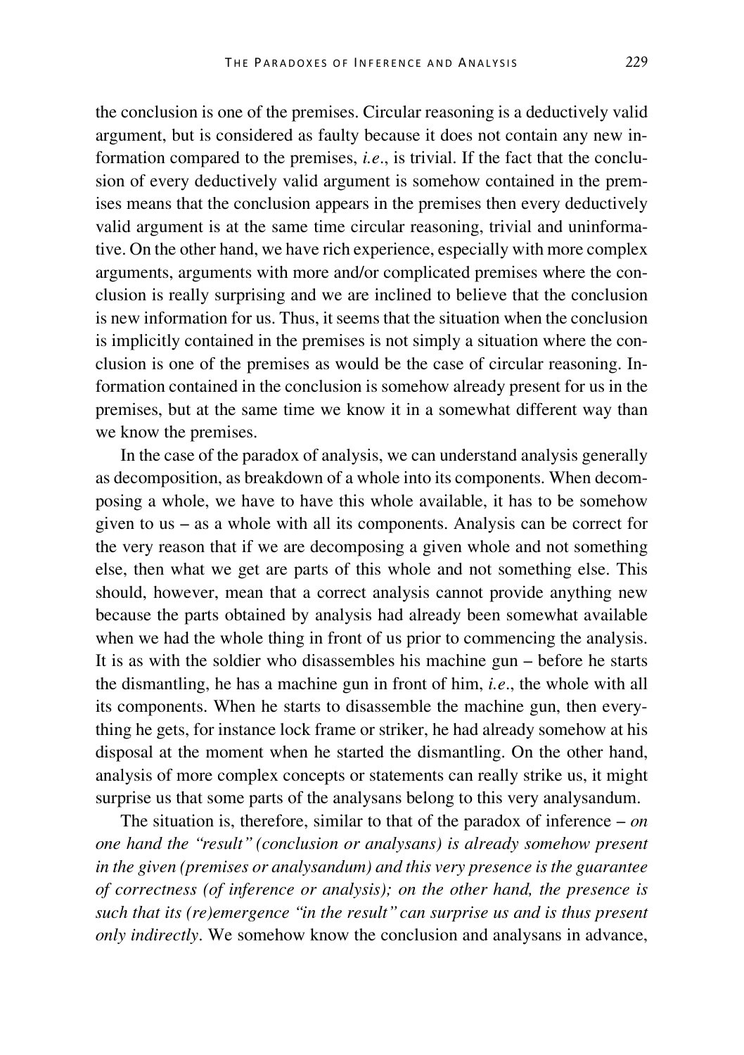the conclusion is one of the premises. Circular reasoning is a deductively valid argument, but is considered as faulty because it does not contain any new information compared to the premises, *i.e*., is trivial. If the fact that the conclusion of every deductively valid argument is somehow contained in the premises means that the conclusion appears in the premises then every deductively valid argument is at the same time circular reasoning, trivial and uninformative. On the other hand, we have rich experience, especially with more complex arguments, arguments with more and/or complicated premises where the conclusion is really surprising and we are inclined to believe that the conclusion is new information for us. Thus, it seems that the situation when the conclusion is implicitly contained in the premises is not simply a situation where the conclusion is one of the premises as would be the case of circular reasoning. Information contained in the conclusion is somehow already present for us in the premises, but at the same time we know it in a somewhat different way than we know the premises.

In the case of the paradox of analysis, we can understand analysis generally as decomposition, as breakdown of a whole into its components. When decomposing a whole, we have to have this whole available, it has to be somehow given to us – as a whole with all its components. Analysis can be correct for the very reason that if we are decomposing a given whole and not something else, then what we get are parts of this whole and not something else. This should, however, mean that a correct analysis cannot provide anything new because the parts obtained by analysis had already been somewhat available when we had the whole thing in front of us prior to commencing the analysis. It is as with the soldier who disassembles his machine gun – before he starts the dismantling, he has a machine gun in front of him, *i.e*., the whole with all its components. When he starts to disassemble the machine gun, then everything he gets, for instance lock frame or striker, he had already somehow at his disposal at the moment when he started the dismantling. On the other hand, analysis of more complex concepts or statements can really strike us, it might surprise us that some parts of the analysans belong to this very analysandum.

The situation is, therefore, similar to that of the paradox of inference – *on one hand the "result" (conclusion or analysans) is already somehow present in the given (premises or analysandum) and this very presence is the guarantee of correctness (of inference or analysis); on the other hand, the presence is such that its (re)emergence "in the result" can surprise us and is thus present only indirectly*. We somehow know the conclusion and analysans in advance,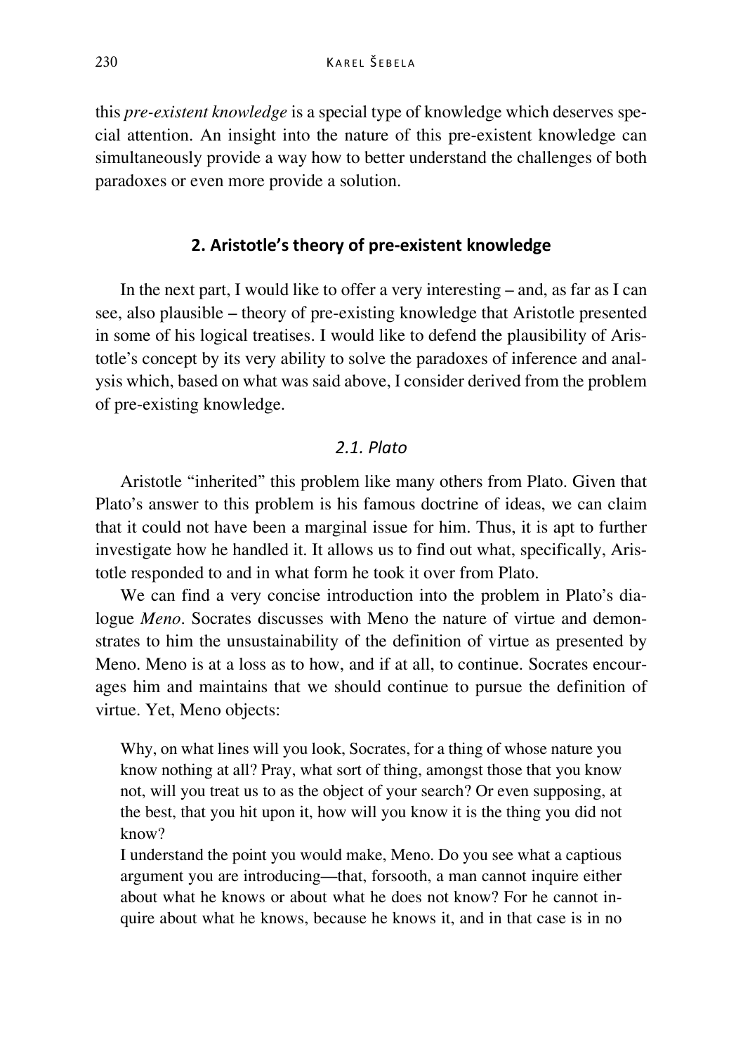this *pre-existent knowledge* is a special type of knowledge which deserves special attention. An insight into the nature of this pre-existent knowledge can simultaneously provide a way how to better understand the challenges of both paradoxes or even more provide a solution.

## 2. Aristotle's theory of pre-existent knowledge

In the next part, I would like to offer a very interesting – and, as far as I can see, also plausible – theory of pre-existing knowledge that Aristotle presented in some of his logical treatises. I would like to defend the plausibility of Aristotle's concept by its very ability to solve the paradoxes of inference and analysis which, based on what was said above, I consider derived from the problem of pre-existing knowledge.

### *2.1. Plato*

Aristotle "inherited" this problem like many others from Plato. Given that Plato's answer to this problem is his famous doctrine of ideas, we can claim that it could not have been a marginal issue for him. Thus, it is apt to further investigate how he handled it. It allows us to find out what, specifically, Aristotle responded to and in what form he took it over from Plato.

We can find a very concise introduction into the problem in Plato's dialogue *Meno*. Socrates discusses with Meno the nature of virtue and demonstrates to him the unsustainability of the definition of virtue as presented by Meno. Meno is at a loss as to how, and if at all, to continue. Socrates encourages him and maintains that we should continue to pursue the definition of virtue. Yet, Meno objects:

> Why, on what lines will you look, Socrates, for a thing of whose nature you know nothing at all? Pray, what sort of thing, amongst those that you know not, will you treat us to as the object of your search? Or even supposing, at the best, that you hit upon it, how will you know it is the thing you did not know?
>
> I understand the point you would make, Meno. Do you see what a captious argument you are introducing—that, forsooth, a man cannot inquire either about what he knows or about what he does not know? For he cannot inquire about what he knows, because he knows it, and in that case is in no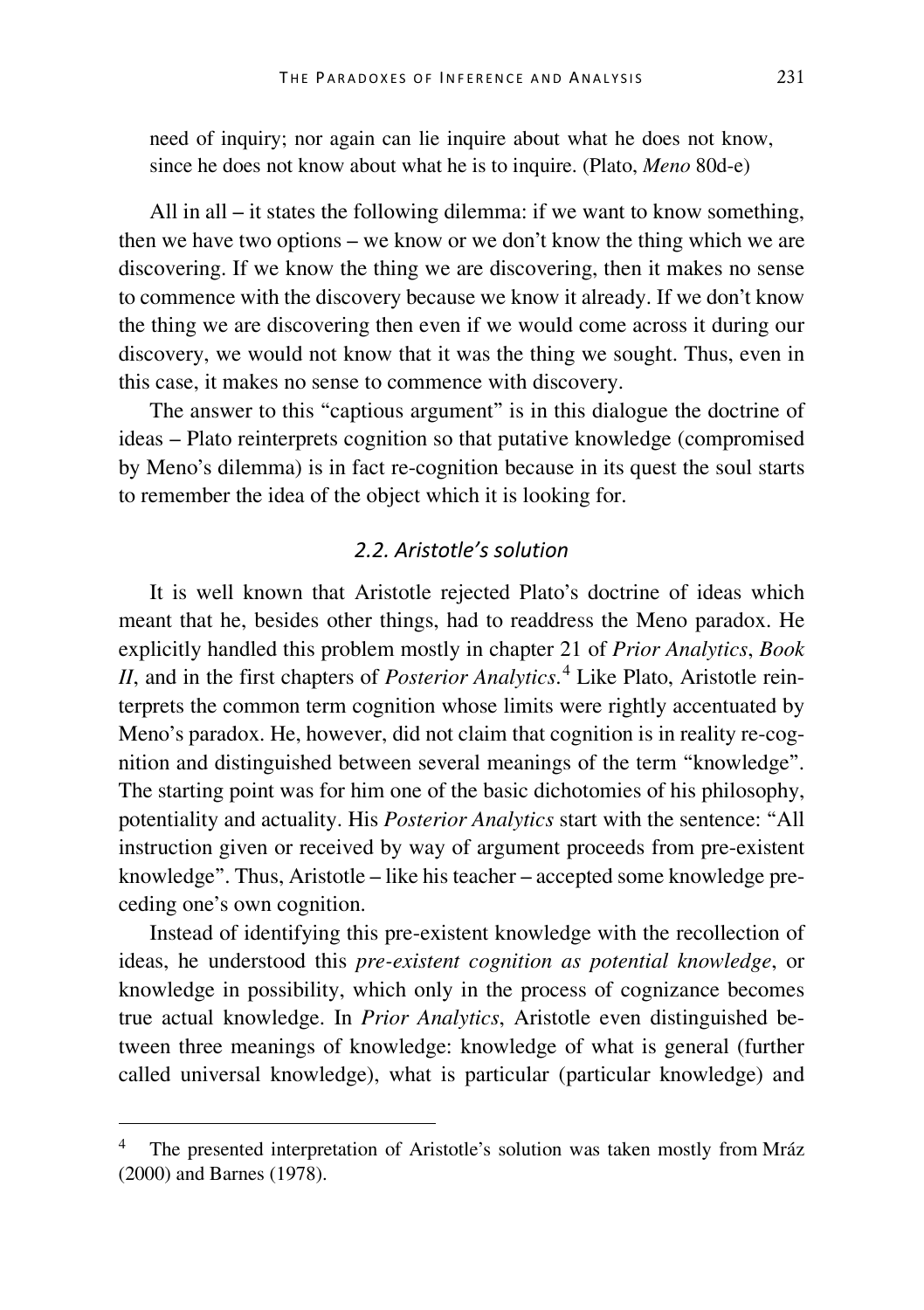need of inquiry; nor again can lie inquire about what he does not know, since he does not know about what he is to inquire. (Plato, *Meno* 80d-e)

All in all – it states the following dilemma: if we want to know something, then we have two options – we know or we don't know the thing which we are discovering. If we know the thing we are discovering, then it makes no sense to commence with the discovery because we know it already. If we don't know the thing we are discovering then even if we would come across it during our discovery, we would not know that it was the thing we sought. Thus, even in this case, it makes no sense to commence with discovery.

The answer to this "captious argument" is in this dialogue the doctrine of ideas – Plato reinterprets cognition so that putative knowledge (compromised by Meno's dilemma) is in fact re-cognition because in its quest the soul starts to remember the idea of the object which it is looking for.

### *2.2. Aristotle's solution*

It is well known that Aristotle rejected Plato's doctrine of ideas which meant that he, besides other things, had to readdress the Meno paradox. He explicitly handled this problem mostly in chapter 21 of *Prior Analytics*, *Book II*, and in the first chapters of *Posterior Analytics*.[4] Like Plato, Aristotle reinterprets the common term cognition whose limits were rightly accentuated by Meno's paradox. He, however, did not claim that cognition is in reality re-cognition and distinguished between several meanings of the term "knowledge". The starting point was for him one of the basic dichotomies of his philosophy, potentiality and actuality. His *Posterior Analytics* start with the sentence: "All instruction given or received by way of argument proceeds from pre-existent knowledge". Thus, Aristotle – like his teacher – accepted some knowledge preceding one's own cognition.

Instead of identifying this pre-existent knowledge with the recollection of ideas, he understood this *pre-existent cognition as potential knowledge*, or knowledge in possibility, which only in the process of cognizance becomes true actual knowledge. In *Prior Analytics*, Aristotle even distinguished between three meanings of knowledge: knowledge of what is general (further called universal knowledge), what is particular (particular knowledge) and

---

[4] The presented interpretation of Aristotle's solution was taken mostly from Mráz (2000) and Barnes (1978).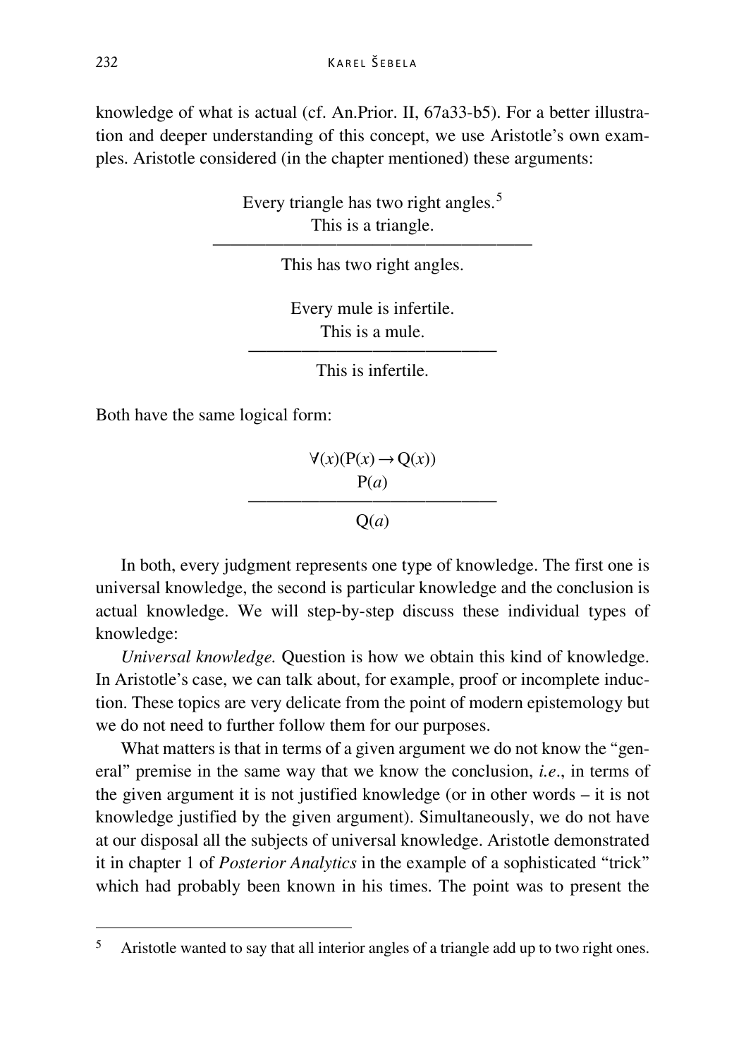knowledge of what is actual (cf. An.Prior. II, 67a33-b5). For a better illustration and deeper understanding of this concept, we use Aristotle's own examples. Aristotle considered (in the chapter mentioned) these arguments:

$$\frac{\begin{array}{c}\text{Every triangle has two right angles.}^{[5]}\\ \text{This is a triangle.}\end{array}}{\text{This has two right angles.}}$$

$$\frac{\begin{array}{c}\text{Every mule is infertile.}\\ \text{This is a mule.}\end{array}}{\text{This is infertile.}}$$

Both have the same logical form:

$$\frac{\begin{array}{c}\forall(x)(\mathrm{P}(x) \rightarrow \mathrm{Q}(x))\\ \mathrm{P}(a)\end{array}}{\mathrm{Q}(a)}$$

In both, every judgment represents one type of knowledge. The first one is universal knowledge, the second is particular knowledge and the conclusion is actual knowledge. We will step-by-step discuss these individual types of knowledge:

*Universal knowledge.* Question is how we obtain this kind of knowledge. In Aristotle's case, we can talk about, for example, proof or incomplete induction. These topics are very delicate from the point of modern epistemology but we do not need to further follow them for our purposes.

What matters is that in terms of a given argument we do not know the "general" premise in the same way that we know the conclusion, *i.e.*, in terms of the given argument it is not justified knowledge (or in other words – it is not knowledge justified by the given argument). Simultaneously, we do not have at our disposal all the subjects of universal knowledge. Aristotle demonstrated it in chapter 1 of *Posterior Analytics* in the example of a sophisticated "trick" which had probably been known in his times. The point was to present the

---

[5] Aristotle wanted to say that all interior angles of a triangle add up to two right ones.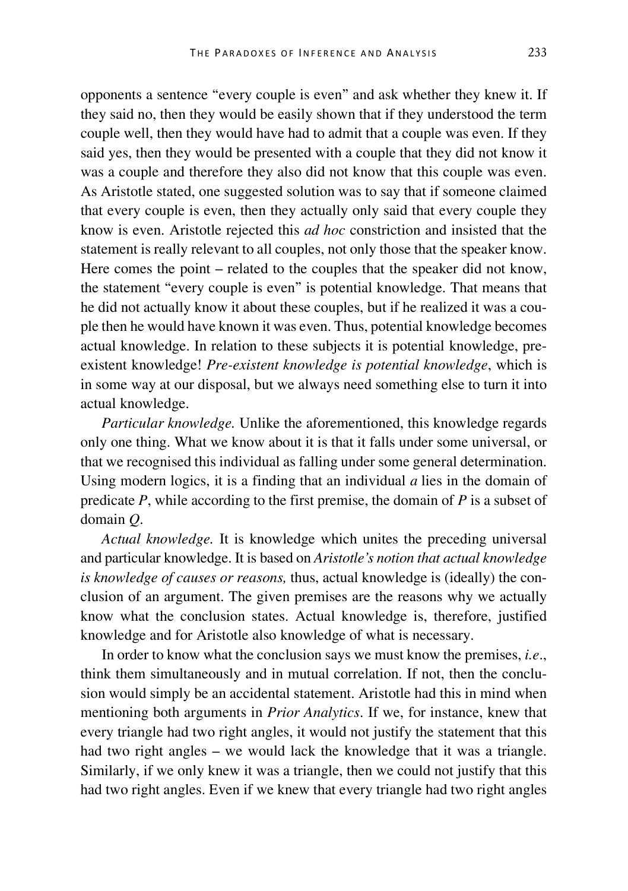opponents a sentence "every couple is even" and ask whether they knew it. If they said no, then they would be easily shown that if they understood the term couple well, then they would have had to admit that a couple was even. If they said yes, then they would be presented with a couple that they did not know it was a couple and therefore they also did not know that this couple was even. As Aristotle stated, one suggested solution was to say that if someone claimed that every couple is even, then they actually only said that every couple they know is even. Aristotle rejected this *ad hoc* constriction and insisted that the statement is really relevant to all couples, not only those that the speaker know. Here comes the point – related to the couples that the speaker did not know, the statement "every couple is even" is potential knowledge. That means that he did not actually know it about these couples, but if he realized it was a couple then he would have known it was even. Thus, potential knowledge becomes actual knowledge. In relation to these subjects it is potential knowledge, pre-existent knowledge! *Pre-existent knowledge is potential knowledge*, which is in some way at our disposal, but we always need something else to turn it into actual knowledge.

*Particular knowledge.* Unlike the aforementioned, this knowledge regards only one thing. What we know about it is that it falls under some universal, or that we recognised this individual as falling under some general determination. Using modern logics, it is a finding that an individual $a$ lies in the domain of predicate $P$, while according to the first premise, the domain of $P$ is a subset of domain $Q$.

*Actual knowledge.* It is knowledge which unites the preceding universal and particular knowledge. It is based on *Aristotle's notion that actual knowledge is knowledge of causes or reasons,* thus, actual knowledge is (ideally) the conclusion of an argument. The given premises are the reasons why we actually know what the conclusion states. Actual knowledge is, therefore, justified knowledge and for Aristotle also knowledge of what is necessary.

In order to know what the conclusion says we must know the premises, *i.e*., think them simultaneously and in mutual correlation. If not, then the conclusion would simply be an accidental statement. Aristotle had this in mind when mentioning both arguments in *Prior Analytics*. If we, for instance, knew that every triangle had two right angles, it would not justify the statement that this had two right angles – we would lack the knowledge that it was a triangle. Similarly, if we only knew it was a triangle, then we could not justify that this had two right angles. Even if we knew that every triangle had two right angles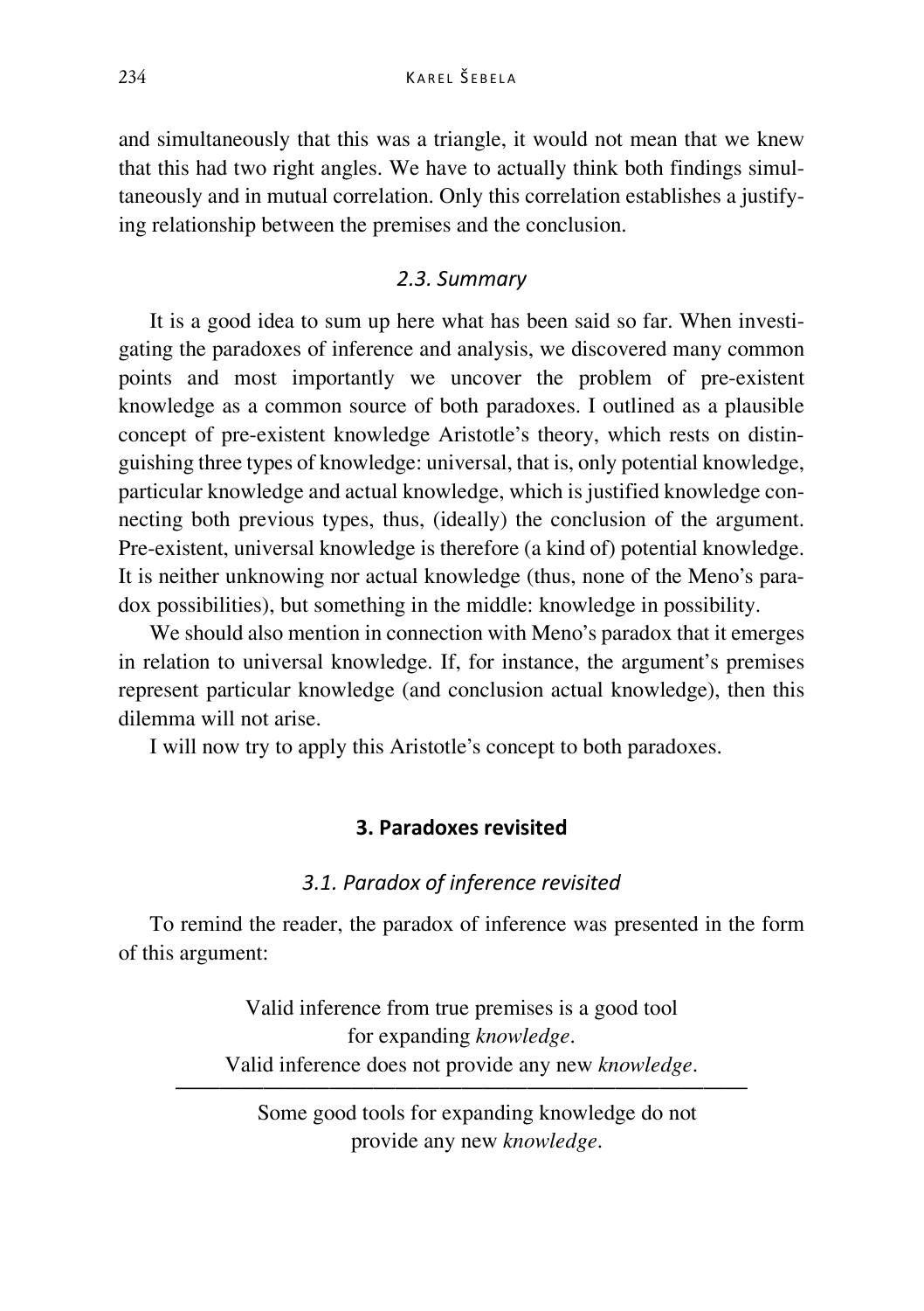and simultaneously that this was a triangle, it would not mean that we knew that this had two right angles. We have to actually think both findings simultaneously and in mutual correlation. Only this correlation establishes a justifying relationship between the premises and the conclusion.

### 2.3. Summary

It is a good idea to sum up here what has been said so far. When investigating the paradoxes of inference and analysis, we discovered many common points and most importantly we uncover the problem of pre-existent knowledge as a common source of both paradoxes. I outlined as a plausible concept of pre-existent knowledge Aristotle's theory, which rests on distinguishing three types of knowledge: universal, that is, only potential knowledge, particular knowledge and actual knowledge, which is justified knowledge connecting both previous types, thus, (ideally) the conclusion of the argument. Pre-existent, universal knowledge is therefore (a kind of) potential knowledge. It is neither unknowing nor actual knowledge (thus, none of the Meno's paradox possibilities), but something in the middle: knowledge in possibility.

We should also mention in connection with Meno's paradox that it emerges in relation to universal knowledge. If, for instance, the argument's premises represent particular knowledge (and conclusion actual knowledge), then this dilemma will not arise.

I will now try to apply this Aristotle's concept to both paradoxes.

## 3. Paradoxes revisited

### 3.1. Paradox of inference revisited

To remind the reader, the paradox of inference was presented in the form of this argument:

Valid inference from true premises is a good tool for expanding *knowledge*.
Valid inference does not provide any new *knowledge*.

---

Some good tools for expanding knowledge do not provide any new *knowledge*.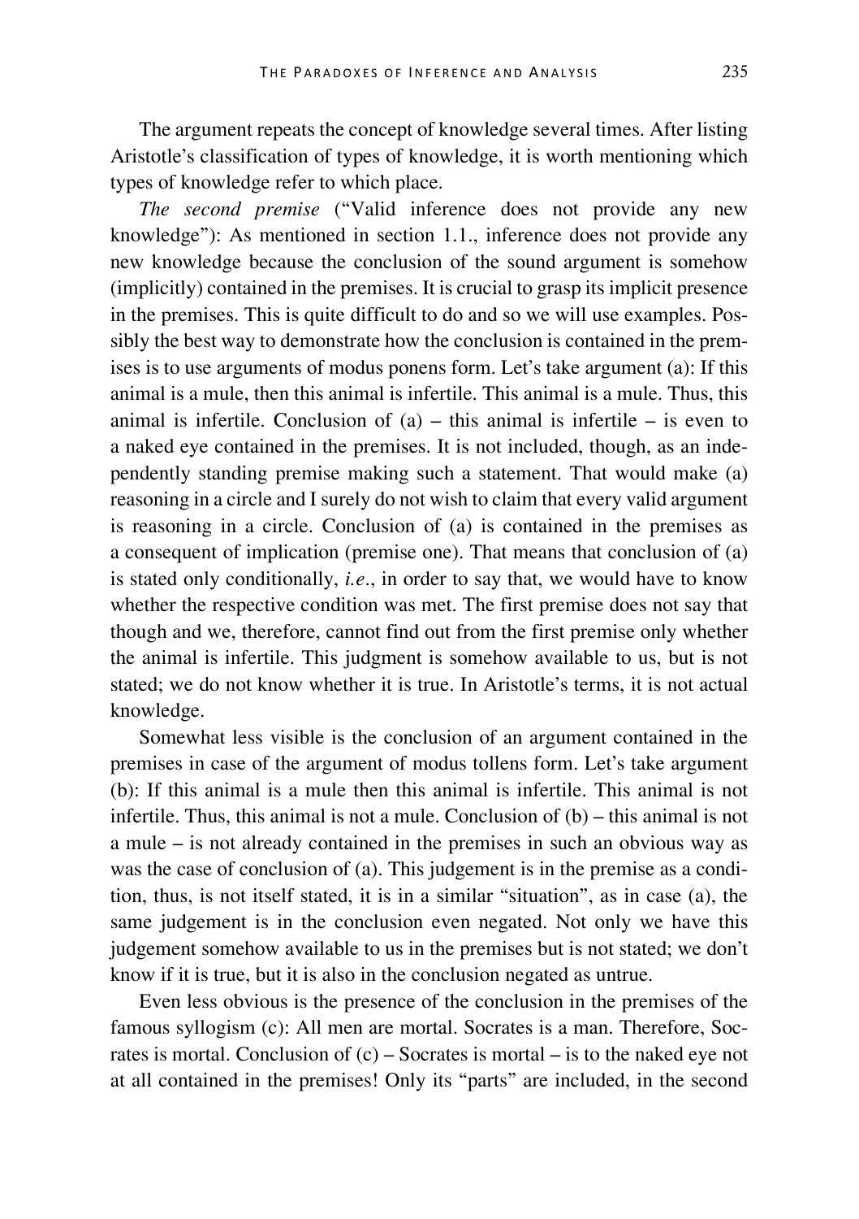The argument repeats the concept of knowledge several times. After listing Aristotle's classification of types of knowledge, it is worth mentioning which types of knowledge refer to which place.

*The second premise* ("Valid inference does not provide any new knowledge"): As mentioned in section 1.1., inference does not provide any new knowledge because the conclusion of the sound argument is somehow (implicitly) contained in the premises. It is crucial to grasp its implicit presence in the premises. This is quite difficult to do and so we will use examples. Possibly the best way to demonstrate how the conclusion is contained in the premises is to use arguments of modus ponens form. Let's take argument (a): If this animal is a mule, then this animal is infertile. This animal is a mule. Thus, this animal is infertile. Conclusion of (a) – this animal is infertile – is even to a naked eye contained in the premises. It is not included, though, as an independently standing premise making such a statement. That would make (a) reasoning in a circle and I surely do not wish to claim that every valid argument is reasoning in a circle. Conclusion of (a) is contained in the premises as a consequent of implication (premise one). That means that conclusion of (a) is stated only conditionally, *i.e*., in order to say that, we would have to know whether the respective condition was met. The first premise does not say that though and we, therefore, cannot find out from the first premise only whether the animal is infertile. This judgment is somehow available to us, but is not stated; we do not know whether it is true. In Aristotle's terms, it is not actual knowledge.

Somewhat less visible is the conclusion of an argument contained in the premises in case of the argument of modus tollens form. Let's take argument (b): If this animal is a mule then this animal is infertile. This animal is not infertile. Thus, this animal is not a mule. Conclusion of (b) – this animal is not a mule – is not already contained in the premises in such an obvious way as was the case of conclusion of (a). This judgement is in the premise as a condition, thus, is not itself stated, it is in a similar "situation", as in case (a), the same judgement is in the conclusion even negated. Not only we have this judgement somehow available to us in the premises but is not stated; we don't know if it is true, but it is also in the conclusion negated as untrue.

Even less obvious is the presence of the conclusion in the premises of the famous syllogism (c): All men are mortal. Socrates is a man. Therefore, Socrates is mortal. Conclusion of (c) – Socrates is mortal – is to the naked eye not at all contained in the premises! Only its "parts" are included, in the second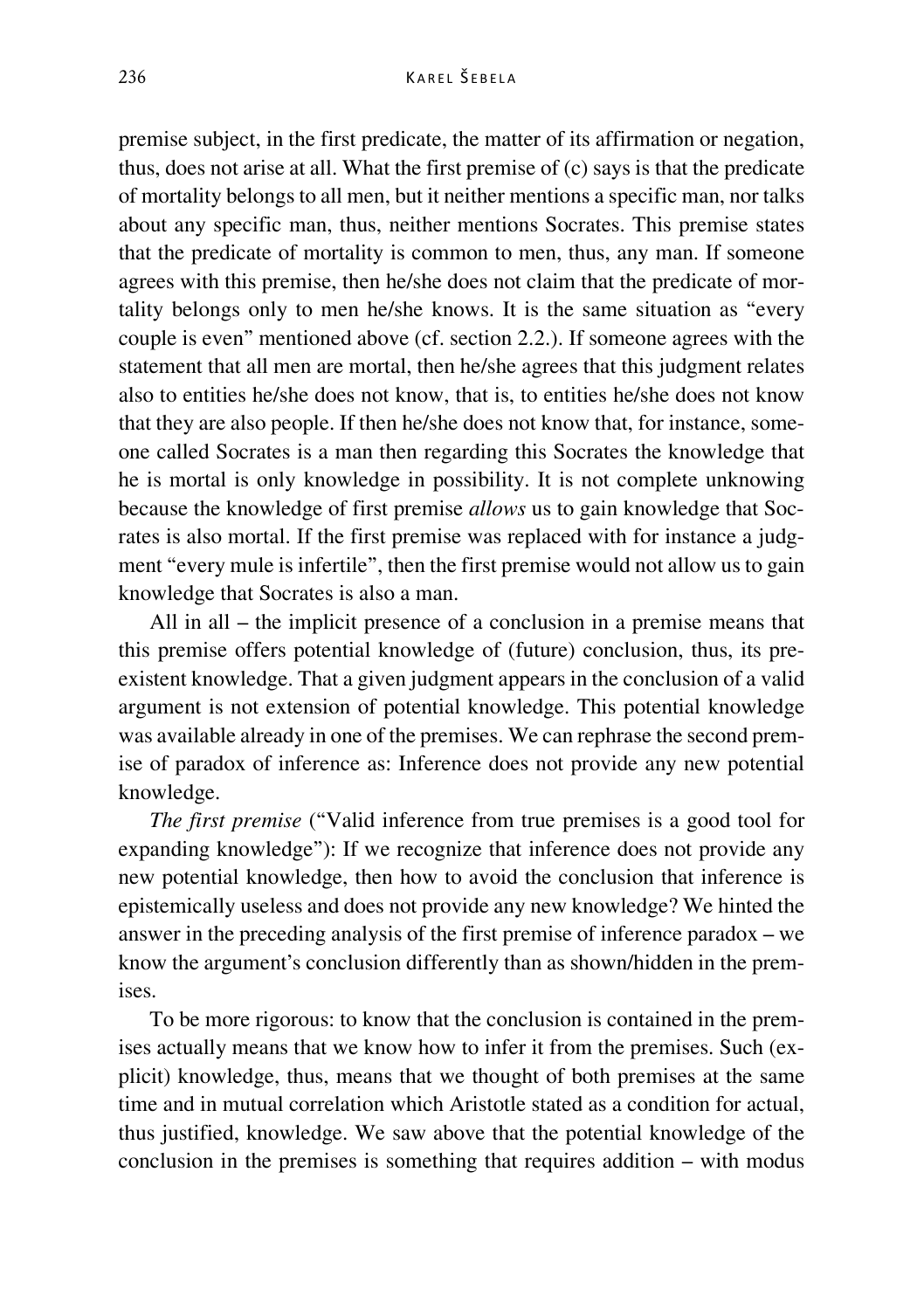premise subject, in the first predicate, the matter of its affirmation or negation, thus, does not arise at all. What the first premise of (c) says is that the predicate of mortality belongs to all men, but it neither mentions a specific man, nor talks about any specific man, thus, neither mentions Socrates. This premise states that the predicate of mortality is common to men, thus, any man. If someone agrees with this premise, then he/she does not claim that the predicate of mortality belongs only to men he/she knows. It is the same situation as "every couple is even" mentioned above (cf. section 2.2.). If someone agrees with the statement that all men are mortal, then he/she agrees that this judgment relates also to entities he/she does not know, that is, to entities he/she does not know that they are also people. If then he/she does not know that, for instance, someone called Socrates is a man then regarding this Socrates the knowledge that he is mortal is only knowledge in possibility. It is not complete unknowing because the knowledge of first premise *allows* us to gain knowledge that Socrates is also mortal. If the first premise was replaced with for instance a judgment "every mule is infertile", then the first premise would not allow us to gain knowledge that Socrates is also a man.

All in all – the implicit presence of a conclusion in a premise means that this premise offers potential knowledge of (future) conclusion, thus, its preexistent knowledge. That a given judgment appears in the conclusion of a valid argument is not extension of potential knowledge. This potential knowledge was available already in one of the premises. We can rephrase the second premise of paradox of inference as: Inference does not provide any new potential knowledge.

*The first premise* ("Valid inference from true premises is a good tool for expanding knowledge"): If we recognize that inference does not provide any new potential knowledge, then how to avoid the conclusion that inference is epistemically useless and does not provide any new knowledge? We hinted the answer in the preceding analysis of the first premise of inference paradox – we know the argument's conclusion differently than as shown/hidden in the premises.

To be more rigorous: to know that the conclusion is contained in the premises actually means that we know how to infer it from the premises. Such (explicit) knowledge, thus, means that we thought of both premises at the same time and in mutual correlation which Aristotle stated as a condition for actual, thus justified, knowledge. We saw above that the potential knowledge of the conclusion in the premises is something that requires addition – with modus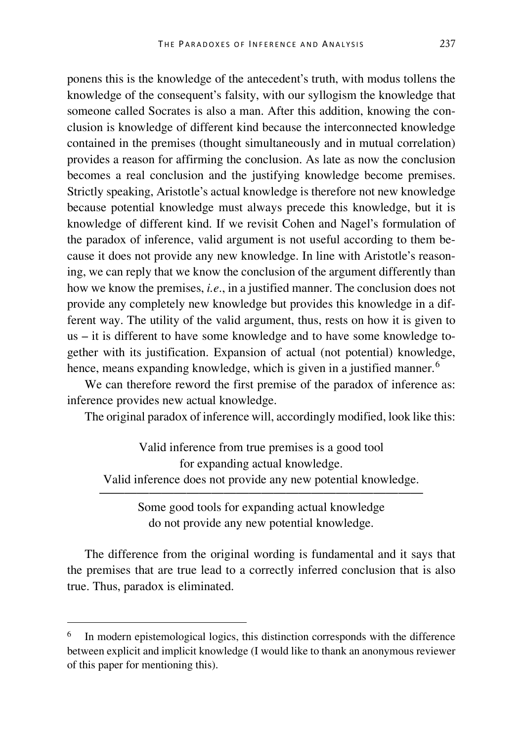ponens this is the knowledge of the antecedent's truth, with modus tollens the knowledge of the consequent's falsity, with our syllogism the knowledge that someone called Socrates is also a man. After this addition, knowing the conclusion is knowledge of different kind because the interconnected knowledge contained in the premises (thought simultaneously and in mutual correlation) provides a reason for affirming the conclusion. As late as now the conclusion becomes a real conclusion and the justifying knowledge become premises. Strictly speaking, Aristotle's actual knowledge is therefore not new knowledge because potential knowledge must always precede this knowledge, but it is knowledge of different kind. If we revisit Cohen and Nagel's formulation of the paradox of inference, valid argument is not useful according to them because it does not provide any new knowledge. In line with Aristotle's reasoning, we can reply that we know the conclusion of the argument differently than how we know the premises, *i.e.*, in a justified manner. The conclusion does not provide any completely new knowledge but provides this knowledge in a different way. The utility of the valid argument, thus, rests on how it is given to us – it is different to have some knowledge and to have some knowledge together with its justification. Expansion of actual (not potential) knowledge, hence, means expanding knowledge, which is given in a justified manner.[6]

We can therefore reword the first premise of the paradox of inference as: inference provides new actual knowledge.

The original paradox of inference will, accordingly modified, look like this:

Valid inference from true premises is a good tool for expanding actual knowledge.
Valid inference does not provide any new potential knowledge.

---

Some good tools for expanding actual knowledge do not provide any new potential knowledge.

The difference from the original wording is fundamental and it says that the premises that are true lead to a correctly inferred conclusion that is also true. Thus, paradox is eliminated.

---

[6] In modern epistemological logics, this distinction corresponds with the difference between explicit and implicit knowledge (I would like to thank an anonymous reviewer of this paper for mentioning this).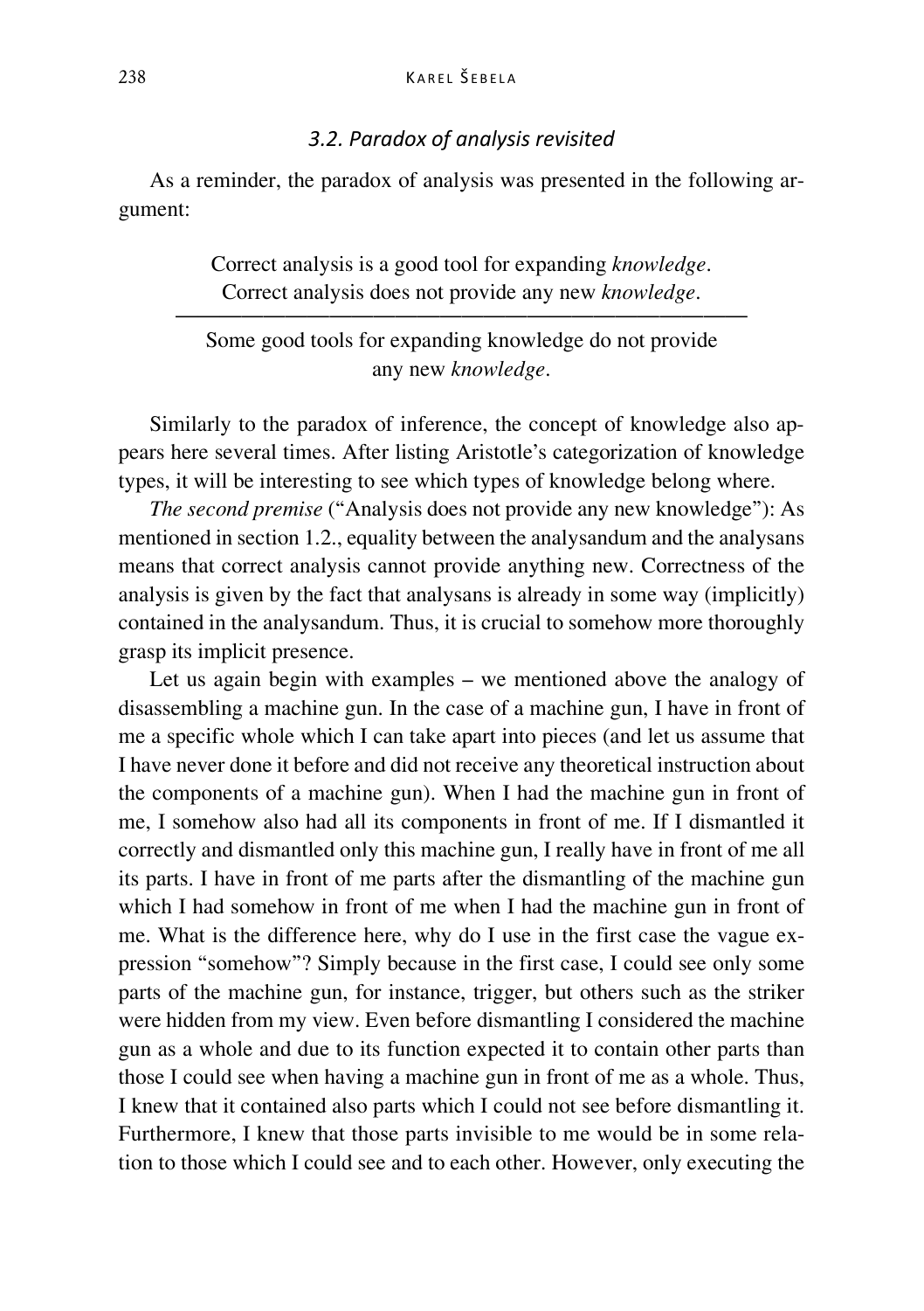### *3.2. Paradox of analysis revisited*

As a reminder, the paradox of analysis was presented in the following argument:

Correct analysis is a good tool for expanding *knowledge*.
Correct analysis does not provide any new *knowledge*.

---

Some good tools for expanding knowledge do not provide any new *knowledge*.

Similarly to the paradox of inference, the concept of knowledge also appears here several times. After listing Aristotle's categorization of knowledge types, it will be interesting to see which types of knowledge belong where.

*The second premise* ("Analysis does not provide any new knowledge"): As mentioned in section 1.2., equality between the analysandum and the analysans means that correct analysis cannot provide anything new. Correctness of the analysis is given by the fact that analysans is already in some way (implicitly) contained in the analysandum. Thus, it is crucial to somehow more thoroughly grasp its implicit presence.

Let us again begin with examples – we mentioned above the analogy of disassembling a machine gun. In the case of a machine gun, I have in front of me a specific whole which I can take apart into pieces (and let us assume that I have never done it before and did not receive any theoretical instruction about the components of a machine gun). When I had the machine gun in front of me, I somehow also had all its components in front of me. If I dismantled it correctly and dismantled only this machine gun, I really have in front of me all its parts. I have in front of me parts after the dismantling of the machine gun which I had somehow in front of me when I had the machine gun in front of me. What is the difference here, why do I use in the first case the vague expression "somehow"? Simply because in the first case, I could see only some parts of the machine gun, for instance, trigger, but others such as the striker were hidden from my view. Even before dismantling I considered the machine gun as a whole and due to its function expected it to contain other parts than those I could see when having a machine gun in front of me as a whole. Thus, I knew that it contained also parts which I could not see before dismantling it. Furthermore, I knew that those parts invisible to me would be in some relation to those which I could see and to each other. However, only executing the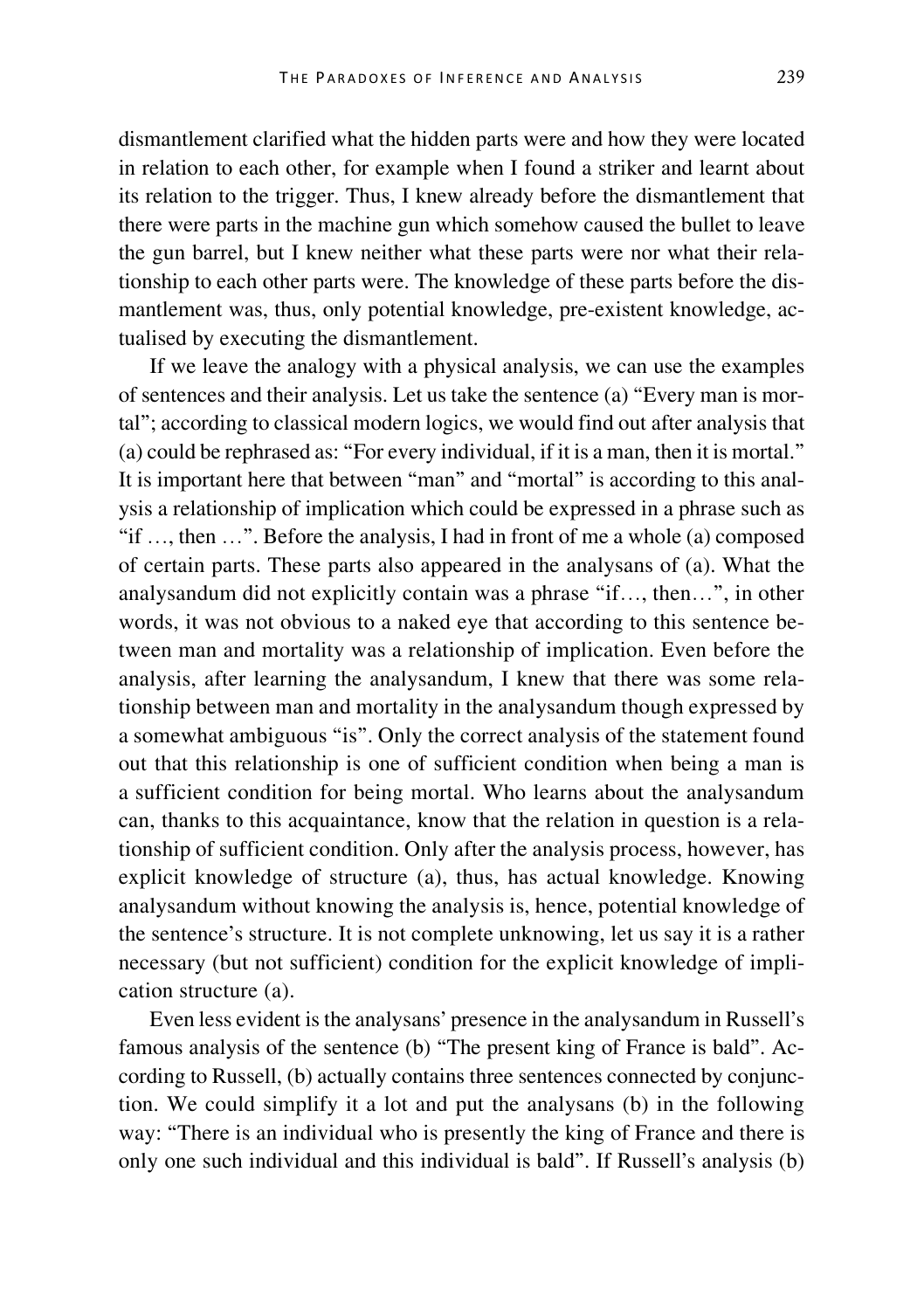dismantlement clarified what the hidden parts were and how they were located in relation to each other, for example when I found a striker and learnt about its relation to the trigger. Thus, I knew already before the dismantlement that there were parts in the machine gun which somehow caused the bullet to leave the gun barrel, but I knew neither what these parts were nor what their relationship to each other parts were. The knowledge of these parts before the dismantlement was, thus, only potential knowledge, pre-existent knowledge, actualised by executing the dismantlement.

If we leave the analogy with a physical analysis, we can use the examples of sentences and their analysis. Let us take the sentence (a) "Every man is mortal"; according to classical modern logics, we would find out after analysis that (a) could be rephrased as: "For every individual, if it is a man, then it is mortal." It is important here that between "man" and "mortal" is according to this analysis a relationship of implication which could be expressed in a phrase such as "if …, then …". Before the analysis, I had in front of me a whole (a) composed of certain parts. These parts also appeared in the analysans of (a). What the analysandum did not explicitly contain was a phrase "if…, then…", in other words, it was not obvious to a naked eye that according to this sentence between man and mortality was a relationship of implication. Even before the analysis, after learning the analysandum, I knew that there was some relationship between man and mortality in the analysandum though expressed by a somewhat ambiguous "is". Only the correct analysis of the statement found out that this relationship is one of sufficient condition when being a man is a sufficient condition for being mortal. Who learns about the analysandum can, thanks to this acquaintance, know that the relation in question is a relationship of sufficient condition. Only after the analysis process, however, has explicit knowledge of structure (a), thus, has actual knowledge. Knowing analysandum without knowing the analysis is, hence, potential knowledge of the sentence's structure. It is not complete unknowing, let us say it is a rather necessary (but not sufficient) condition for the explicit knowledge of implication structure (a).

Even less evident is the analysans' presence in the analysandum in Russell's famous analysis of the sentence (b) "The present king of France is bald". According to Russell, (b) actually contains three sentences connected by conjunction. We could simplify it a lot and put the analysans (b) in the following way: "There is an individual who is presently the king of France and there is only one such individual and this individual is bald". If Russell's analysis (b)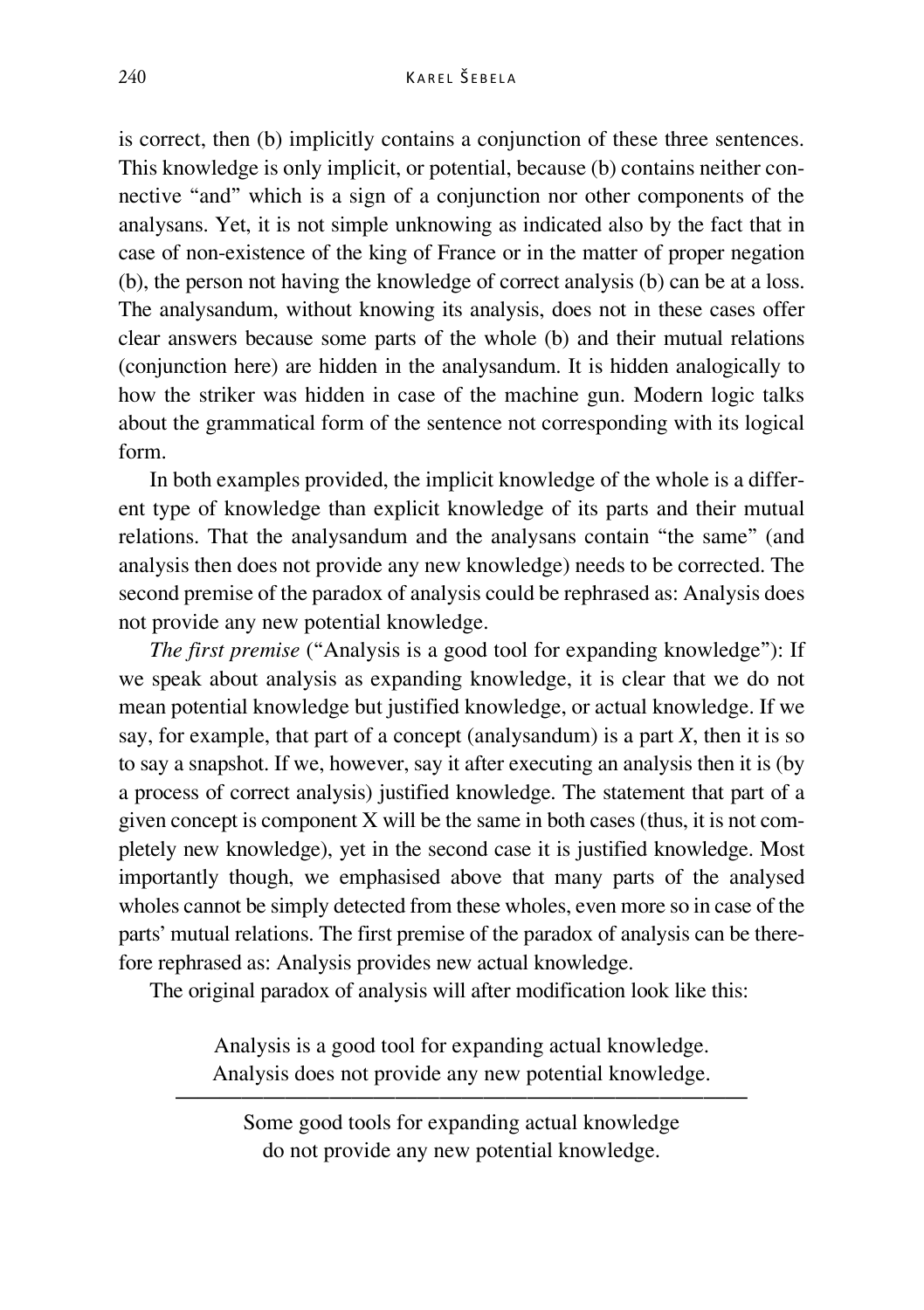is correct, then (b) implicitly contains a conjunction of these three sentences. This knowledge is only implicit, or potential, because (b) contains neither connective "and" which is a sign of a conjunction nor other components of the analysans. Yet, it is not simple unknowing as indicated also by the fact that in case of non-existence of the king of France or in the matter of proper negation (b), the person not having the knowledge of correct analysis (b) can be at a loss. The analysandum, without knowing its analysis, does not in these cases offer clear answers because some parts of the whole (b) and their mutual relations (conjunction here) are hidden in the analysandum. It is hidden analogically to how the striker was hidden in case of the machine gun. Modern logic talks about the grammatical form of the sentence not corresponding with its logical form.

In both examples provided, the implicit knowledge of the whole is a different type of knowledge than explicit knowledge of its parts and their mutual relations. That the analysandum and the analysans contain "the same" (and analysis then does not provide any new knowledge) needs to be corrected. The second premise of the paradox of analysis could be rephrased as: Analysis does not provide any new potential knowledge.

*The first premise* ("Analysis is a good tool for expanding knowledge"): If we speak about analysis as expanding knowledge, it is clear that we do not mean potential knowledge but justified knowledge, or actual knowledge. If we say, for example, that part of a concept (analysandum) is a part *X*, then it is so to say a snapshot. If we, however, say it after executing an analysis then it is (by a process of correct analysis) justified knowledge. The statement that part of a given concept is component X will be the same in both cases (thus, it is not completely new knowledge), yet in the second case it is justified knowledge. Most importantly though, we emphasised above that many parts of the analysed wholes cannot be simply detected from these wholes, even more so in case of the parts' mutual relations. The first premise of the paradox of analysis can be therefore rephrased as: Analysis provides new actual knowledge.

The original paradox of analysis will after modification look like this:

Analysis is a good tool for expanding actual knowledge.
Analysis does not provide any new potential knowledge.

---

Some good tools for expanding actual knowledge
do not provide any new potential knowledge.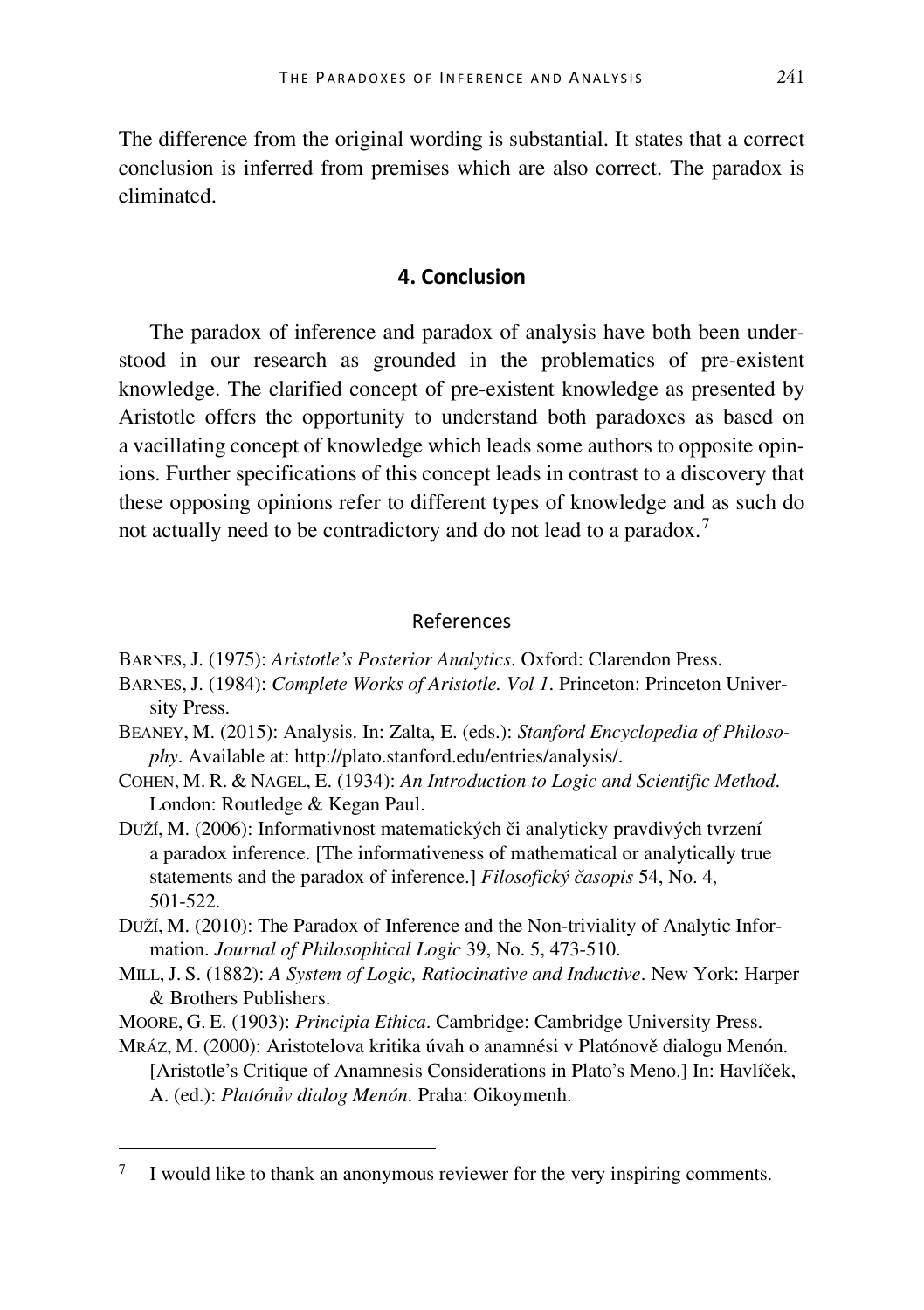The difference from the original wording is substantial. It states that a correct conclusion is inferred from premises which are also correct. The paradox is eliminated.

## 4. Conclusion

The paradox of inference and paradox of analysis have both been understood in our research as grounded in the problematics of pre-existent knowledge. The clarified concept of pre-existent knowledge as presented by Aristotle offers the opportunity to understand both paradoxes as based on a vacillating concept of knowledge which leads some authors to opposite opinions. Further specifications of this concept leads in contrast to a discovery that these opposing opinions refer to different types of knowledge and as such do not actually need to be contradictory and do not lead to a paradox.[7]

### References

BARNES, J. (1975): *Aristotle's Posterior Analytics*. Oxford: Clarendon Press.

BARNES, J. (1984): *Complete Works of Aristotle. Vol 1*. Princeton: Princeton University Press.

BEANEY, M. (2015): Analysis. In: Zalta, E. (eds.): *Stanford Encyclopedia of Philosophy*. Available at: http://plato.stanford.edu/entries/analysis/.

COHEN, M. R. & NAGEL, E. (1934): *An Introduction to Logic and Scientific Method*. London: Routledge & Kegan Paul.

DUŽÍ, M. (2006): Informativnost matematických či analyticky pravdivých tvrzení a paradox inference. [The informativeness of mathematical or analytically true statements and the paradox of inference.] *Filosofický časopis* 54, No. 4, 501-522.

DUŽÍ, M. (2010): The Paradox of Inference and the Non-triviality of Analytic Information. *Journal of Philosophical Logic* 39, No. 5, 473-510.

MILL, J. S. (1882): *A System of Logic, Ratiocinative and Inductive*. New York: Harper & Brothers Publishers.

MOORE, G. E. (1903): *Principia Ethica*. Cambridge: Cambridge University Press.

MRÁZ, M. (2000): Aristotelova kritika úvah o anamnési v Platónově dialogu Menón. [Aristotle's Critique of Anamnesis Considerations in Plato's Meno.] In: Havlíček, A. (ed.): *Platónův dialog Menón*. Praha: Oikoymenh.

---

[7] I would like to thank an anonymous reviewer for the very inspiring comments.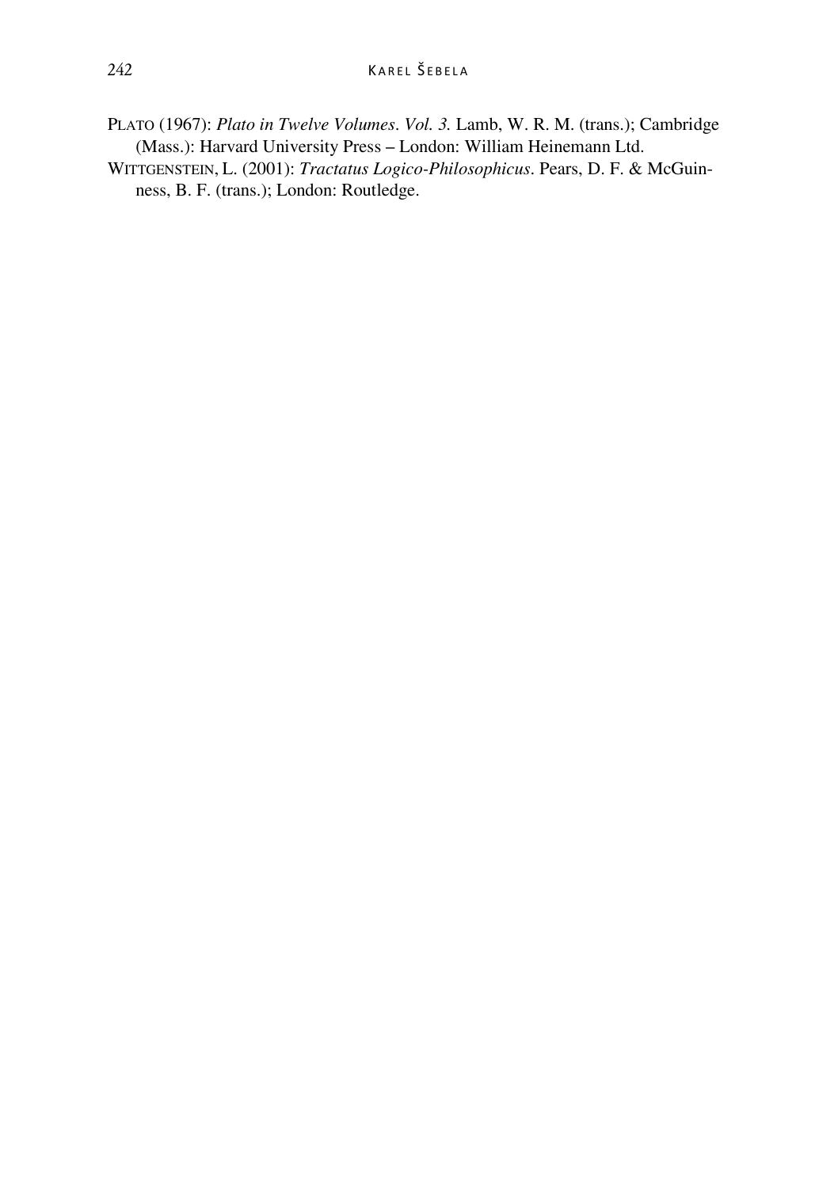PLATO (1967): *Plato in Twelve Volumes*. *Vol. 3.* Lamb, W. R. M. (trans.); Cambridge (Mass.): Harvard University Press – London: William Heinemann Ltd.

WITTGENSTEIN, L. (2001): *Tractatus Logico-Philosophicus*. Pears, D. F. & McGuinness, B. F. (trans.); London: Routledge.